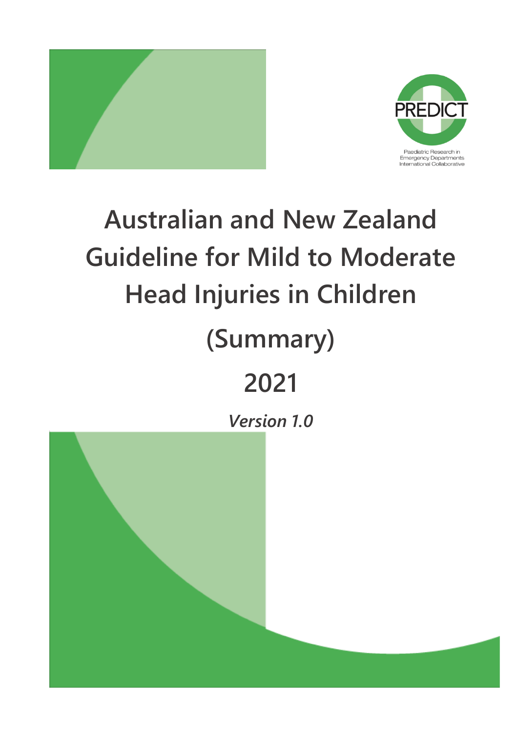PREDICT

Paediatric Research in Emergency Departments International Collaborative

# Australian and New Zealand Guideline for Mild to Moderate Head Injuries in Children

# (Summary)

# 2021

*Version 1.0*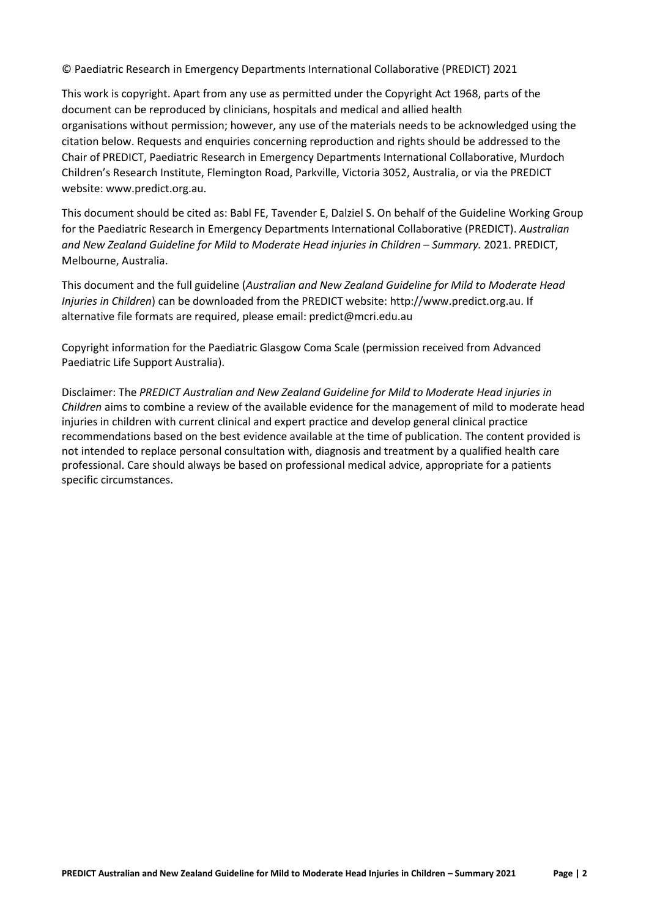© Paediatric Research in Emergency Departments International Collaborative (PREDICT) 2021

This work is copyright. Apart from any use as permitted under the Copyright Act 1968, parts of the document can be reproduced by clinicians, hospitals and medical and allied health organisations without permission; however, any use of the materials needs to be acknowledged using the citation below. Requests and enquiries concerning reproduction and rights should be addressed to the Chair of PREDICT, Paediatric Research in Emergency Departments International Collaborative, Murdoch Children's Research Institute, Flemington Road, Parkville, Victoria 3052, Australia, or via the PREDICT website: www.predict.org.au.

This document should be cited as: Babl FE, Tavender E, Dalziel S. On behalf of the Guideline Working Group for the Paediatric Research in Emergency Departments International Collaborative (PREDICT). *Australian and New Zealand Guideline for Mild to Moderate Head injuries in Children – Summary.* 2021. PREDICT, Melbourne, Australia.

This document and the full guideline (*Australian and New Zealand Guideline for Mild to Moderate Head Injuries in Children*) can be downloaded from the PREDICT website: http://www.predict.org.au. If alternative file formats are required, please email: predict@mcri.edu.au

Copyright information for the Paediatric Glasgow Coma Scale (permission received from Advanced Paediatric Life Support Australia).

Disclaimer: The *PREDICT Australian and New Zealand Guideline for Mild to Moderate Head injuries in Children* aims to combine a review of the available evidence for the management of mild to moderate head injuries in children with current clinical and expert practice and develop general clinical practice recommendations based on the best evidence available at the time of publication. The content provided is not intended to replace personal consultation with, diagnosis and treatment by a qualified health care professional. Care should always be based on professional medical advice, appropriate for a patients specific circumstances.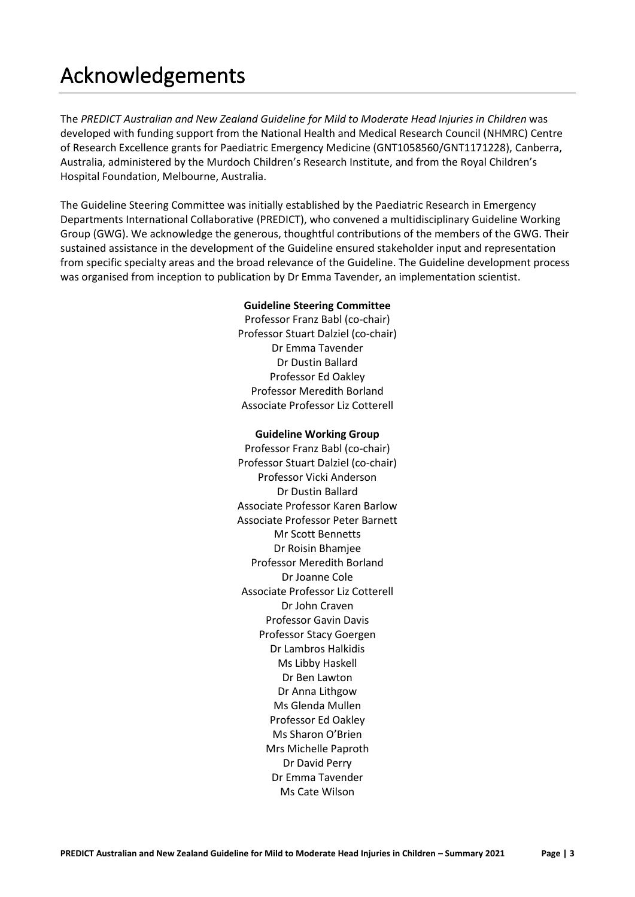# Acknowledgements

The *PREDICT Australian and New Zealand Guideline for Mild to Moderate Head Injuries in Children* was developed with funding support from the National Health and Medical Research Council (NHMRC) Centre of Research Excellence grants for Paediatric Emergency Medicine (GNT1058560/GNT1171228), Canberra, Australia, administered by the Murdoch Children's Research Institute, and from the Royal Children's Hospital Foundation, Melbourne, Australia.

The Guideline Steering Committee was initially established by the Paediatric Research in Emergency Departments International Collaborative (PREDICT), who convened a multidisciplinary Guideline Working Group (GWG). We acknowledge the generous, thoughtful contributions of the members of the GWG. Their sustained assistance in the development of the Guideline ensured stakeholder input and representation from specific specialty areas and the broad relevance of the Guideline. The Guideline development process was organised from inception to publication by Dr Emma Tavender, an implementation scientist.

**Guideline Steering Committee**

Professor Franz Babl (co-chair)
Professor Stuart Dalziel (co-chair)
Dr Emma Tavender
Dr Dustin Ballard
Professor Ed Oakley
Professor Meredith Borland
Associate Professor Liz Cotterell

**Guideline Working Group**

Professor Franz Babl (co-chair)
Professor Stuart Dalziel (co-chair)
Professor Vicki Anderson
Dr Dustin Ballard
Associate Professor Karen Barlow
Associate Professor Peter Barnett
Mr Scott Bennetts
Dr Roisin Bhamjee
Professor Meredith Borland
Dr Joanne Cole
Associate Professor Liz Cotterell
Dr John Craven
Professor Gavin Davis
Professor Stacy Goergen
Dr Lambros Halkidis
Ms Libby Haskell
Dr Ben Lawton
Dr Anna Lithgow
Ms Glenda Mullen
Professor Ed Oakley
Ms Sharon O'Brien
Mrs Michelle Paproth
Dr David Perry
Dr Emma Tavender
Ms Cate Wilson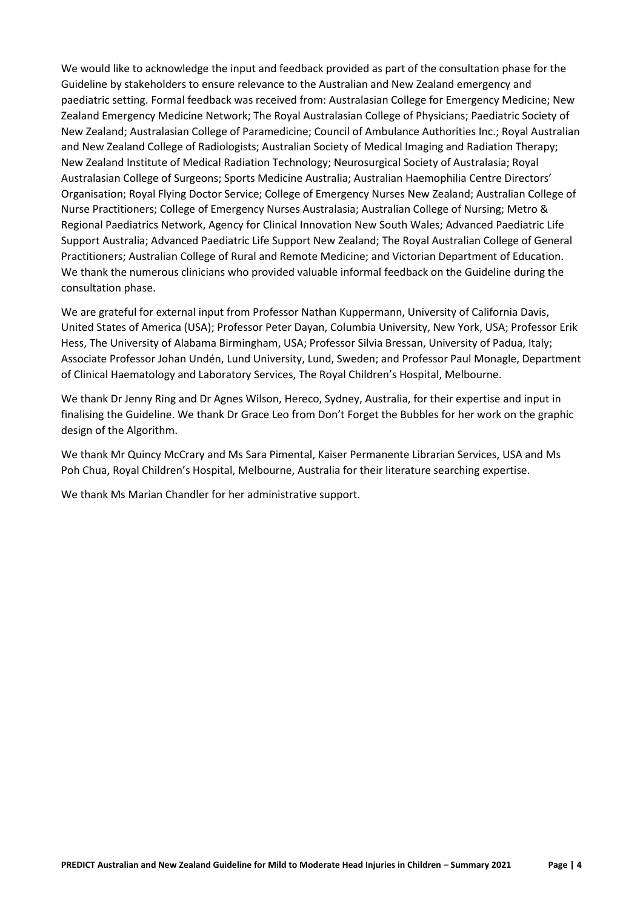We would like to acknowledge the input and feedback provided as part of the consultation phase for the Guideline by stakeholders to ensure relevance to the Australian and New Zealand emergency and paediatric setting. Formal feedback was received from: Australasian College for Emergency Medicine; New Zealand Emergency Medicine Network; The Royal Australasian College of Physicians; Paediatric Society of New Zealand; Australasian College of Paramedicine; Council of Ambulance Authorities Inc.; Royal Australian and New Zealand College of Radiologists; Australian Society of Medical Imaging and Radiation Therapy; New Zealand Institute of Medical Radiation Technology; Neurosurgical Society of Australasia; Royal Australasian College of Surgeons; Sports Medicine Australia; Australian Haemophilia Centre Directors' Organisation; Royal Flying Doctor Service; College of Emergency Nurses New Zealand; Australian College of Nurse Practitioners; College of Emergency Nurses Australasia; Australian College of Nursing; Metro & Regional Paediatrics Network, Agency for Clinical Innovation New South Wales; Advanced Paediatric Life Support Australia; Advanced Paediatric Life Support New Zealand; The Royal Australian College of General Practitioners; Australian College of Rural and Remote Medicine; and Victorian Department of Education. We thank the numerous clinicians who provided valuable informal feedback on the Guideline during the consultation phase.

We are grateful for external input from Professor Nathan Kuppermann, University of California Davis, United States of America (USA); Professor Peter Dayan, Columbia University, New York, USA; Professor Erik Hess, The University of Alabama Birmingham, USA; Professor Silvia Bressan, University of Padua, Italy; Associate Professor Johan Undén, Lund University, Lund, Sweden; and Professor Paul Monagle, Department of Clinical Haematology and Laboratory Services, The Royal Children's Hospital, Melbourne.

We thank Dr Jenny Ring and Dr Agnes Wilson, Hereco, Sydney, Australia, for their expertise and input in finalising the Guideline. We thank Dr Grace Leo from Don't Forget the Bubbles for her work on the graphic design of the Algorithm.

We thank Mr Quincy McCrary and Ms Sara Pimental, Kaiser Permanente Librarian Services, USA and Ms Poh Chua, Royal Children's Hospital, Melbourne, Australia for their literature searching expertise.

We thank Ms Marian Chandler for her administrative support.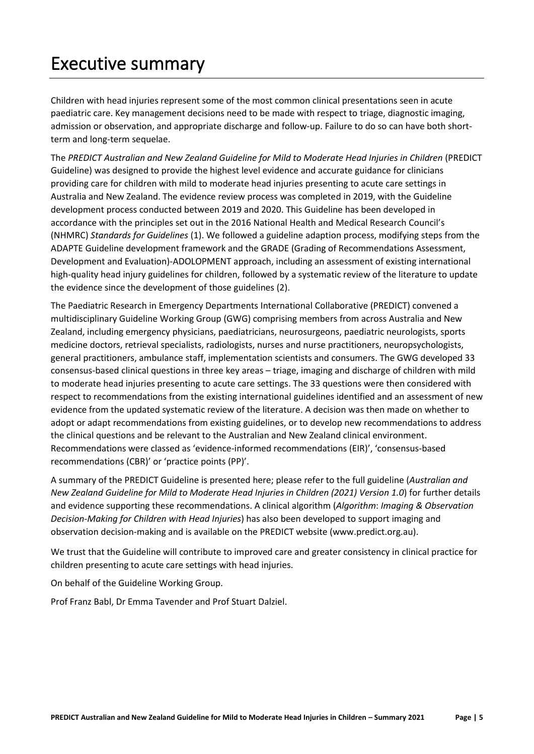# Executive summary

Children with head injuries represent some of the most common clinical presentations seen in acute paediatric care. Key management decisions need to be made with respect to triage, diagnostic imaging, admission or observation, and appropriate discharge and follow-up. Failure to do so can have both short-term and long-term sequelae.

The *PREDICT Australian and New Zealand Guideline for Mild to Moderate Head Injuries in Children* (PREDICT Guideline) was designed to provide the highest level evidence and accurate guidance for clinicians providing care for children with mild to moderate head injuries presenting to acute care settings in Australia and New Zealand. The evidence review process was completed in 2019, with the Guideline development process conducted between 2019 and 2020. This Guideline has been developed in accordance with the principles set out in the 2016 National Health and Medical Research Council's (NHMRC) *Standards for Guidelines* (1). We followed a guideline adaption process, modifying steps from the ADAPTE Guideline development framework and the GRADE (Grading of Recommendations Assessment, Development and Evaluation)-ADOLOPMENT approach, including an assessment of existing international high-quality head injury guidelines for children, followed by a systematic review of the literature to update the evidence since the development of those guidelines (2).

The Paediatric Research in Emergency Departments International Collaborative (PREDICT) convened a multidisciplinary Guideline Working Group (GWG) comprising members from across Australia and New Zealand, including emergency physicians, paediatricians, neurosurgeons, paediatric neurologists, sports medicine doctors, retrieval specialists, radiologists, nurses and nurse practitioners, neuropsychologists, general practitioners, ambulance staff, implementation scientists and consumers. The GWG developed 33 consensus-based clinical questions in three key areas – triage, imaging and discharge of children with mild to moderate head injuries presenting to acute care settings. The 33 questions were then considered with respect to recommendations from the existing international guidelines identified and an assessment of new evidence from the updated systematic review of the literature. A decision was then made on whether to adopt or adapt recommendations from existing guidelines, or to develop new recommendations to address the clinical questions and be relevant to the Australian and New Zealand clinical environment. Recommendations were classed as 'evidence-informed recommendations (EIR)', 'consensus-based recommendations (CBR)' or 'practice points (PP)'.

A summary of the PREDICT Guideline is presented here; please refer to the full guideline (*Australian and New Zealand Guideline for Mild to Moderate Head Injuries in Children (2021) Version 1.0*) for further details and evidence supporting these recommendations. A clinical algorithm (*Algorithm*: *Imaging & Observation Decision-Making for Children with Head Injuries*) has also been developed to support imaging and observation decision-making and is available on the PREDICT website (www.predict.org.au).

We trust that the Guideline will contribute to improved care and greater consistency in clinical practice for children presenting to acute care settings with head injuries.

On behalf of the Guideline Working Group.

Prof Franz Babl, Dr Emma Tavender and Prof Stuart Dalziel.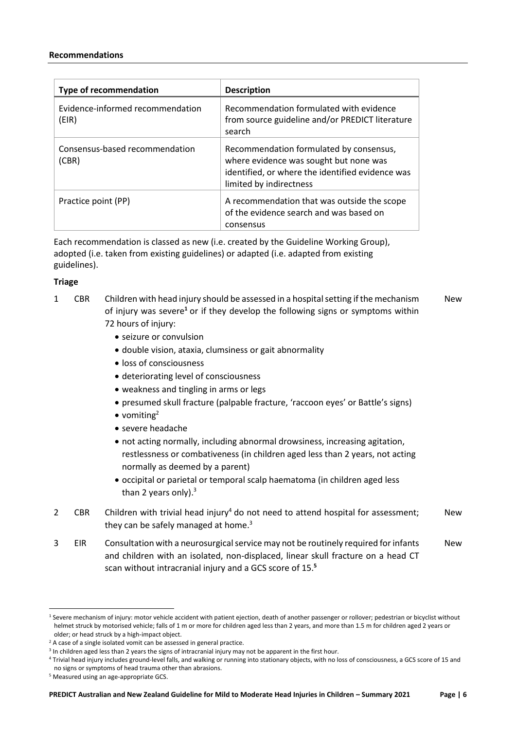#### Recommendations

| Type of recommendation | Description |
|---|---|
| Evidence-informed recommendation (EIR) | Recommendation formulated with evidence from source guideline and/or PREDICT literature search |
| Consensus-based recommendation (CBR) | Recommendation formulated by consensus, where evidence was sought but none was identified, or where the identified evidence was limited by indirectness |
| Practice point (PP) | A recommendation that was outside the scope of the evidence search and was based on consensus |

Each recommendation is classed as new (i.e. created by the Guideline Working Group), adopted (i.e. taken from existing guidelines) or adapted (i.e. adapted from existing guidelines).

**Triage**

| | | | |
|---|---|---|---|
| 1 | CBR | Children with head injury should be assessed in a hospital setting if the mechanism of injury was severe[1] or if they develop the following signs or symptoms within 72 hours of injury: <br>• seizure or convulsion <br>• double vision, ataxia, clumsiness or gait abnormality <br>• loss of consciousness <br>• deteriorating level of consciousness <br>• weakness and tingling in arms or legs <br>• presumed skull fracture (palpable fracture, 'raccoon eyes' or Battle's signs) <br>• vomiting[2] <br>• severe headache <br>• not acting normally, including abnormal drowsiness, increasing agitation, restlessness or combativeness (in children aged less than 2 years, not acting normally as deemed by a parent) <br>• occipital or parietal or temporal scalp haematoma (in children aged less than 2 years only).[3] | New |
| 2 | CBR | Children with trivial head injury[4] do not need to attend hospital for assessment; they can be safely managed at home.[3] | New |
| 3 | EIR | Consultation with a neurosurgical service may not be routinely required for infants and children with an isolated, non-displaced, linear skull fracture on a head CT scan without intracranial injury and a GCS score of 15.[5] | New |

[1] Severe mechanism of injury: motor vehicle accident with patient ejection, death of another passenger or rollover; pedestrian or bicyclist without helmet struck by motorised vehicle; falls of 1 m or more for children aged less than 2 years, and more than 1.5 m for children aged 2 years or older; or head struck by a high-impact object.

[2] A case of a single isolated vomit can be assessed in general practice.

[3] In children aged less than 2 years the signs of intracranial injury may not be apparent in the first hour.

[4] Trivial head injury includes ground-level falls, and walking or running into stationary objects, with no loss of consciousness, a GCS score of 15 and no signs or symptoms of head trauma other than abrasions.

[5] Measured using an age-appropriate GCS.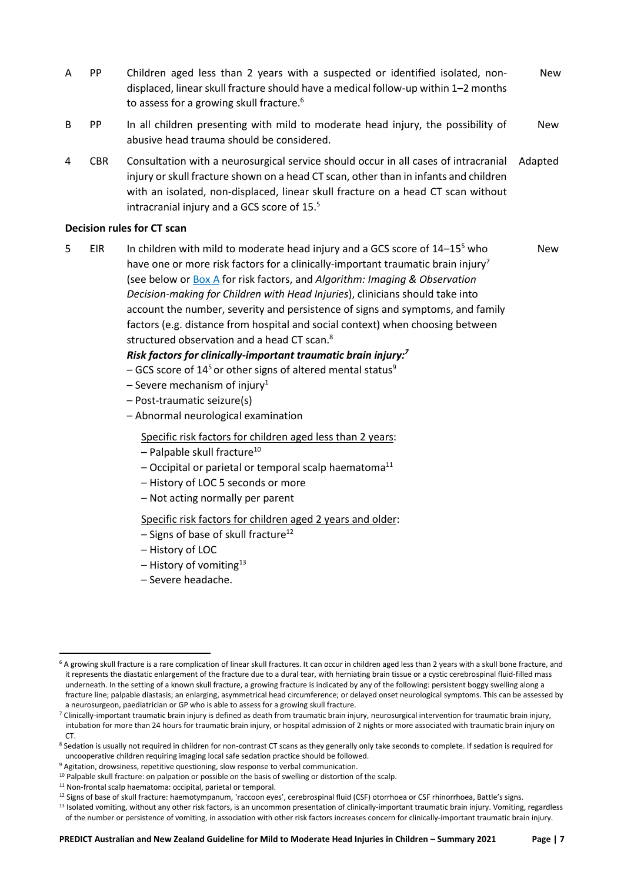| | | | |
|---|---|---|---|
| A | PP | Children aged less than 2 years with a suspected or identified isolated, non-displaced, linear skull fracture should have a medical follow-up within 1–2 months to assess for a growing skull fracture.[6] | New |
| B | PP | In all children presenting with mild to moderate head injury, the possibility of abusive head trauma should be considered. | New |
| 4 | CBR | Consultation with a neurosurgical service should occur in all cases of intracranial injury or skull fracture shown on a head CT scan, other than in infants and children with an isolated, non-displaced, linear skull fracture on a head CT scan without intracranial injury and a GCS score of 15.[5] | Adapted |

**Decision rules for CT scan**

| | | | |
|---|---|---|---|
| 5 | EIR | In children with mild to moderate head injury and a GCS score of 14–15[5] who have one or more risk factors for a clinically-important traumatic brain injury[7] (see below or Box A for risk factors, and *Algorithm: Imaging & Observation Decision-making for Children with Head Injuries*), clinicians should take into account the number, severity and persistence of signs and symptoms, and family factors (e.g. distance from hospital and social context) when choosing between structured observation and a head CT scan.[8] | New |

***Risk factors for clinically-important traumatic brain injury:[7]***

– GCS score of 14[5] or other signs of altered mental status[9]
– Severe mechanism of injury[1]
– Post-traumatic seizure(s)
– Abnormal neurological examination

Specific risk factors for children aged less than 2 years:

– Palpable skull fracture[10]
– Occipital or parietal or temporal scalp haematoma[11]
– History of LOC 5 seconds or more
– Not acting normally per parent

Specific risk factors for children aged 2 years and older:

– Signs of base of skull fracture[12]
– History of LOC
– History of vomiting[13]
– Severe headache.

---

[6] A growing skull fracture is a rare complication of linear skull fractures. It can occur in children aged less than 2 years with a skull bone fracture, and it represents the diastatic enlargement of the fracture due to a dural tear, with herniating brain tissue or a cystic cerebrospinal fluid-filled mass underneath. In the setting of a known skull fracture, a growing fracture is indicated by any of the following: persistent boggy swelling along a fracture line; palpable diastasis; an enlarging, asymmetrical head circumference; or delayed onset neurological symptoms. This can be assessed by a neurosurgeon, paediatrician or GP who is able to assess for a growing skull fracture.

[7] Clinically-important traumatic brain injury is defined as death from traumatic brain injury, neurosurgical intervention for traumatic brain injury, intubation for more than 24 hours for traumatic brain injury, or hospital admission of 2 nights or more associated with traumatic brain injury on CT.

[8] Sedation is usually not required in children for non-contrast CT scans as they generally only take seconds to complete. If sedation is required for uncooperative children requiring imaging local safe sedation practice should be followed.

[9] Agitation, drowsiness, repetitive questioning, slow response to verbal communication.

[10] Palpable skull fracture: on palpation or possible on the basis of swelling or distortion of the scalp.

[11] Non-frontal scalp haematoma: occipital, parietal or temporal.

[12] Signs of base of skull fracture: haemotympanum, 'raccoon eyes', cerebrospinal fluid (CSF) otorrhoea or CSF rhinorrhoea, Battle's signs.

[13] Isolated vomiting, without any other risk factors, is an uncommon presentation of clinically-important traumatic brain injury. Vomiting, regardless of the number or persistence of vomiting, in association with other risk factors increases concern for clinically-important traumatic brain injury.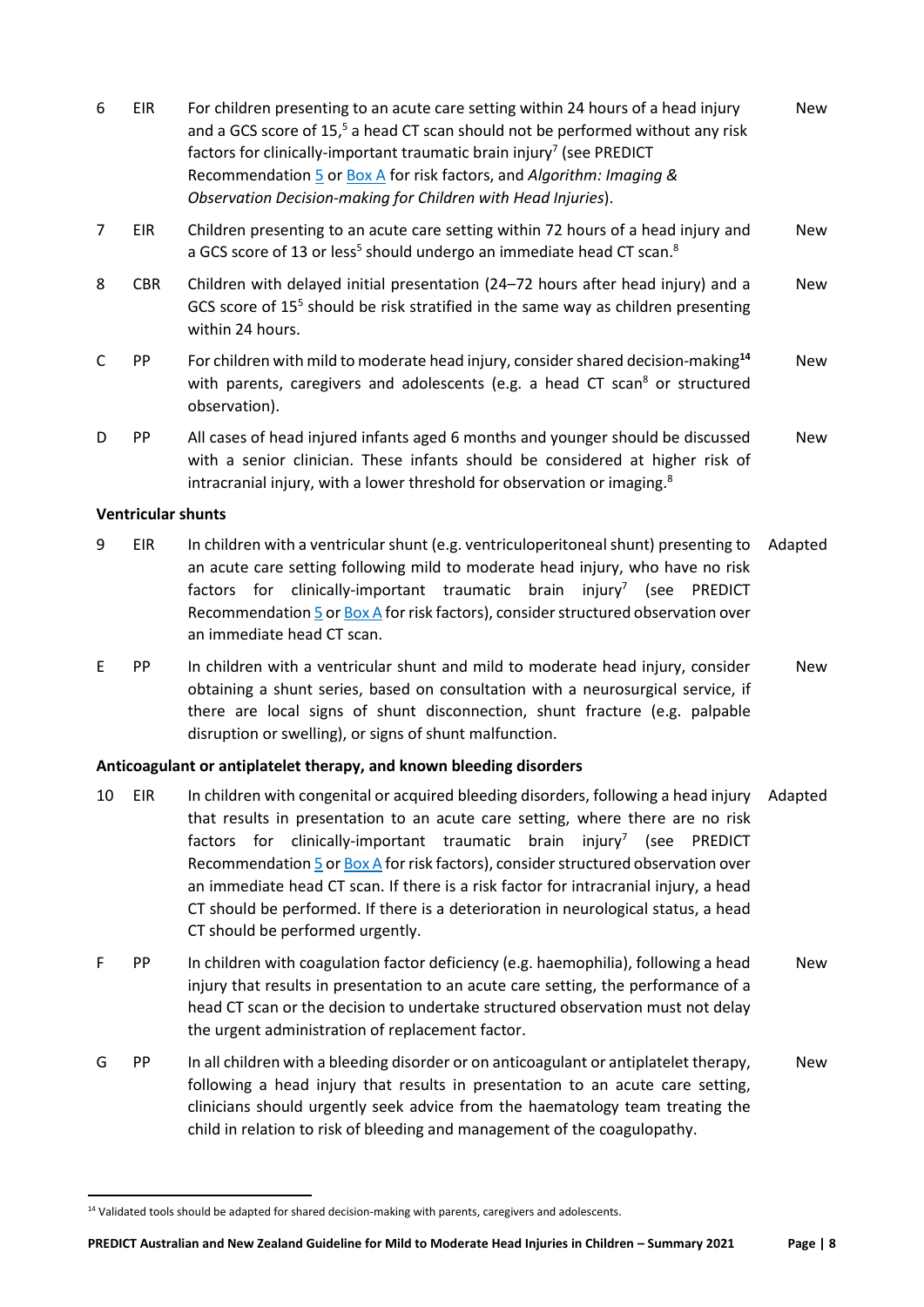| | | | |
|---|---|---|---|
| 6 | EIR | For children presenting to an acute care setting within 24 hours of a head injury and a GCS score of 15,[5] a head CT scan should not be performed without any risk factors for clinically-important traumatic brain injury[7] (see PREDICT Recommendation 5 or Box A for risk factors, and *Algorithm: Imaging & Observation Decision-making for Children with Head Injuries*). | New |
| 7 | EIR | Children presenting to an acute care setting within 72 hours of a head injury and a GCS score of 13 or less[5] should undergo an immediate head CT scan.[8] | New |
| 8 | CBR | Children with delayed initial presentation (24–72 hours after head injury) and a GCS score of 15[5] should be risk stratified in the same way as children presenting within 24 hours. | New |
| C | PP | For children with mild to moderate head injury, consider shared decision-making[14] with parents, caregivers and adolescents (e.g. a head CT scan[8] or structured observation). | New |
| D | PP | All cases of head injured infants aged 6 months and younger should be discussed with a senior clinician. These infants should be considered at higher risk of intracranial injury, with a lower threshold for observation or imaging.[8] | New |

**Ventricular shunts**

| | | | |
|---|---|---|---|
| 9 | EIR | In children with a ventricular shunt (e.g. ventriculoperitoneal shunt) presenting to an acute care setting following mild to moderate head injury, who have no risk factors for clinically-important traumatic brain injury[7] (see PREDICT Recommendation 5 or Box A for risk factors), consider structured observation over an immediate head CT scan. | Adapted |
| E | PP | In children with a ventricular shunt and mild to moderate head injury, consider obtaining a shunt series, based on consultation with a neurosurgical service, if there are local signs of shunt disconnection, shunt fracture (e.g. palpable disruption or swelling), or signs of shunt malfunction. | New |

**Anticoagulant or antiplatelet therapy, and known bleeding disorders**

| | | | |
|---|---|---|---|
| 10 | EIR | In children with congenital or acquired bleeding disorders, following a head injury that results in presentation to an acute care setting, where there are no risk factors for clinically-important traumatic brain injury[7] (see PREDICT Recommendation 5 or Box A for risk factors), consider structured observation over an immediate head CT scan. If there is a risk factor for intracranial injury, a head CT should be performed. If there is a deterioration in neurological status, a head CT should be performed urgently. | Adapted |
| F | PP | In children with coagulation factor deficiency (e.g. haemophilia), following a head injury that results in presentation to an acute care setting, the performance of a head CT scan or the decision to undertake structured observation must not delay the urgent administration of replacement factor. | New |
| G | PP | In all children with a bleeding disorder or on anticoagulant or antiplatelet therapy, following a head injury that results in presentation to an acute care setting, clinicians should urgently seek advice from the haematology team treating the child in relation to risk of bleeding and management of the coagulopathy. | New |

[14] Validated tools should be adapted for shared decision-making with parents, caregivers and adolescents.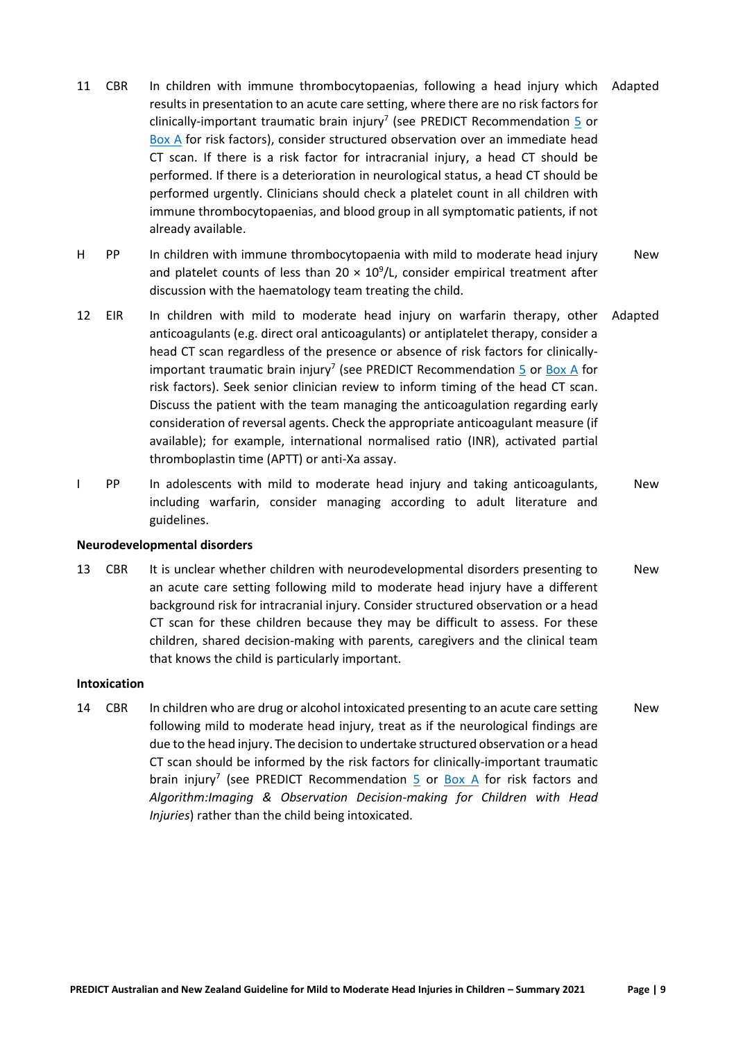| | | | |
|---|---|---|---|
| 11 | CBR | In children with immune thrombocytopaenias, following a head injury which results in presentation to an acute care setting, where there are no risk factors for clinically-important traumatic brain injury[7] (see PREDICT Recommendation 5 or Box A for risk factors), consider structured observation over an immediate head CT scan. If there is a risk factor for intracranial injury, a head CT should be performed. If there is a deterioration in neurological status, a head CT should be performed urgently. Clinicians should check a platelet count in all children with immune thrombocytopaenias, and blood group in all symptomatic patients, if not already available. | Adapted |
| H | PP | In children with immune thrombocytopaenia with mild to moderate head injury and platelet counts of less than $20 \times 10^9$/L, consider empirical treatment after discussion with the haematology team treating the child. | New |
| 12 | EIR | In children with mild to moderate head injury on warfarin therapy, other anticoagulants (e.g. direct oral anticoagulants) or antiplatelet therapy, consider a head CT scan regardless of the presence or absence of risk factors for clinically-important traumatic brain injury[7] (see PREDICT Recommendation 5 or Box A for risk factors). Seek senior clinician review to inform timing of the head CT scan. Discuss the patient with the team managing the anticoagulation regarding early consideration of reversal agents. Check the appropriate anticoagulant measure (if available); for example, international normalised ratio (INR), activated partial thromboplastin time (APTT) or anti-Xa assay. | Adapted |
| I | PP | In adolescents with mild to moderate head injury and taking anticoagulants, including warfarin, consider managing according to adult literature and guidelines. | New |

**Neurodevelopmental disorders**

| | | | |
|---|---|---|---|
| 13 | CBR | It is unclear whether children with neurodevelopmental disorders presenting to an acute care setting following mild to moderate head injury have a different background risk for intracranial injury. Consider structured observation or a head CT scan for these children because they may be difficult to assess. For these children, shared decision-making with parents, caregivers and the clinical team that knows the child is particularly important. | New |

**Intoxication**

| | | | |
|---|---|---|---|
| 14 | CBR | In children who are drug or alcohol intoxicated presenting to an acute care setting following mild to moderate head injury, treat as if the neurological findings are due to the head injury. The decision to undertake structured observation or a head CT scan should be informed by the risk factors for clinically-important traumatic brain injury[7] (see PREDICT Recommendation 5 or Box A for risk factors and *Algorithm:Imaging & Observation Decision-making for Children with Head Injuries*) rather than the child being intoxicated. | New |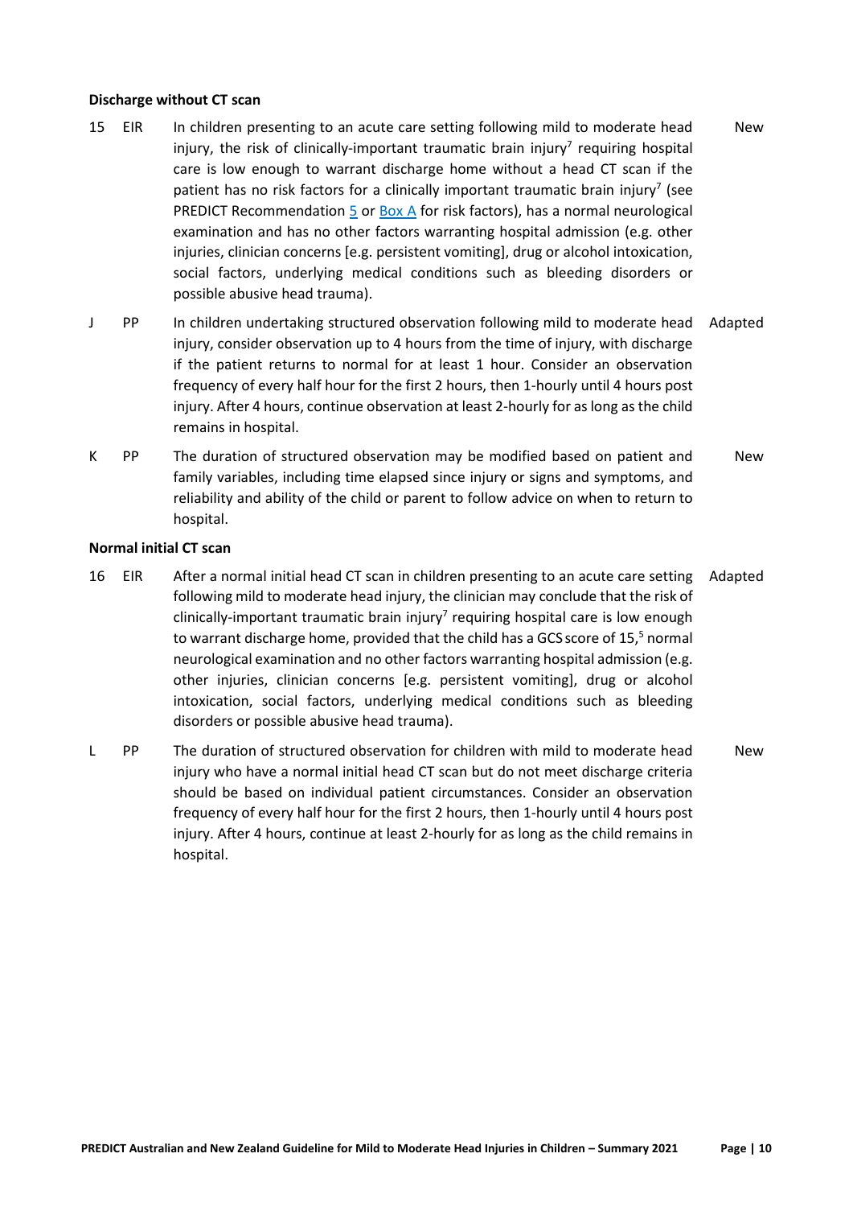**Discharge without CT scan**

| | | | |
|---|---|---|---|
| 15 | EIR | In children presenting to an acute care setting following mild to moderate head injury, the risk of clinically-important traumatic brain injury[7] requiring hospital care is low enough to warrant discharge home without a head CT scan if the patient has no risk factors for a clinically important traumatic brain injury[7] (see PREDICT Recommendation 5 or Box A for risk factors), has a normal neurological examination and has no other factors warranting hospital admission (e.g. other injuries, clinician concerns [e.g. persistent vomiting], drug or alcohol intoxication, social factors, underlying medical conditions such as bleeding disorders or possible abusive head trauma). | New |
| J | PP | In children undertaking structured observation following mild to moderate head injury, consider observation up to 4 hours from the time of injury, with discharge if the patient returns to normal for at least 1 hour. Consider an observation frequency of every half hour for the first 2 hours, then 1-hourly until 4 hours post injury. After 4 hours, continue observation at least 2-hourly for as long as the child remains in hospital. | Adapted |
| K | PP | The duration of structured observation may be modified based on patient and family variables, including time elapsed since injury or signs and symptoms, and reliability and ability of the child or parent to follow advice on when to return to hospital. | New |

**Normal initial CT scan**

| | | | |
|---|---|---|---|
| 16 | EIR | After a normal initial head CT scan in children presenting to an acute care setting following mild to moderate head injury, the clinician may conclude that the risk of clinically-important traumatic brain injury[7] requiring hospital care is low enough to warrant discharge home, provided that the child has a GCS score of 15,[5] normal neurological examination and no other factors warranting hospital admission (e.g. other injuries, clinician concerns [e.g. persistent vomiting], drug or alcohol intoxication, social factors, underlying medical conditions such as bleeding disorders or possible abusive head trauma). | Adapted |
| L | PP | The duration of structured observation for children with mild to moderate head injury who have a normal initial head CT scan but do not meet discharge criteria should be based on individual patient circumstances. Consider an observation frequency of every half hour for the first 2 hours, then 1-hourly until 4 hours post injury. After 4 hours, continue at least 2-hourly for as long as the child remains in hospital. | New |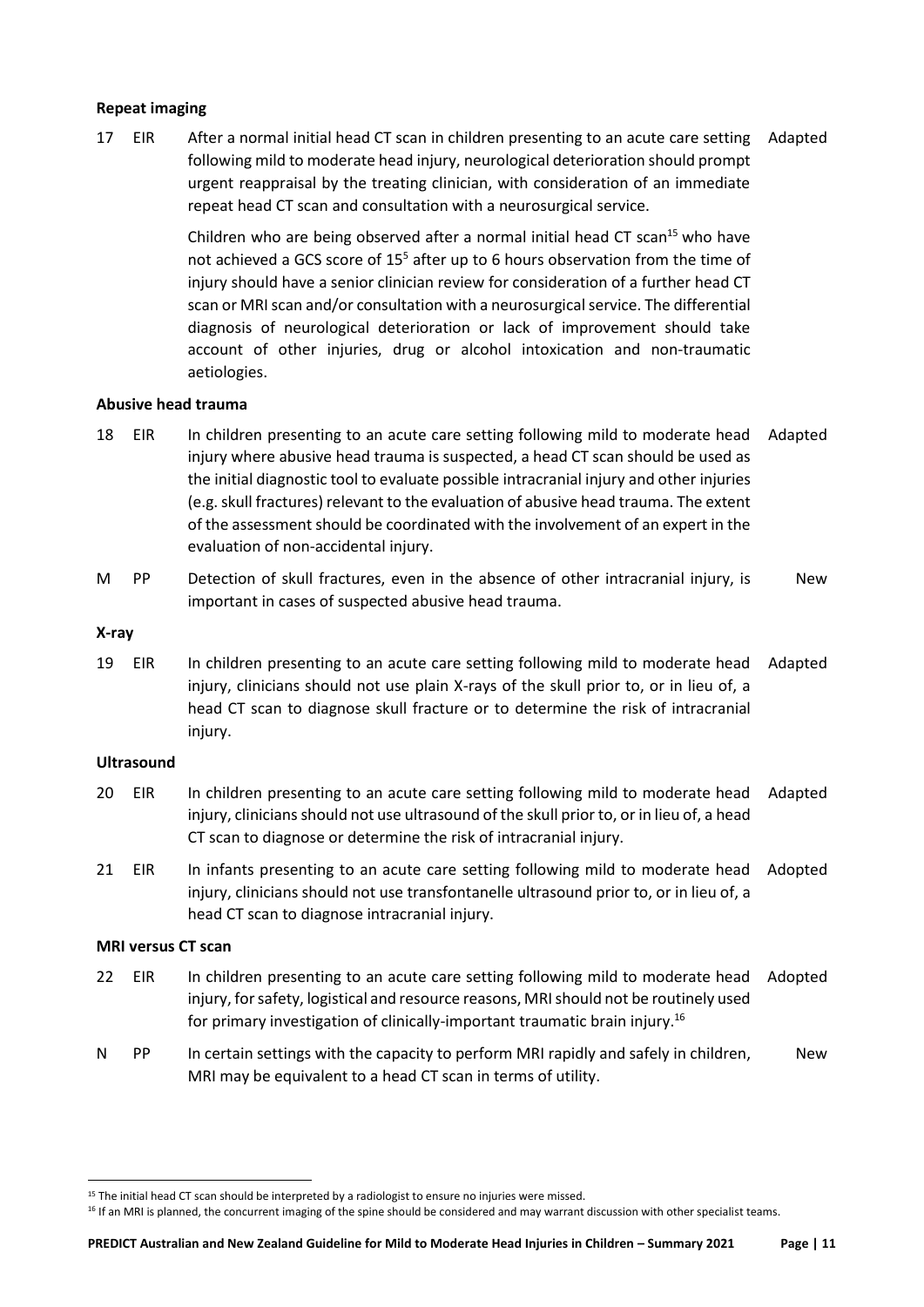**Repeat imaging**

| | | | |
|---|---|---|---|
| 17 | EIR | After a normal initial head CT scan in children presenting to an acute care setting following mild to moderate head injury, neurological deterioration should prompt urgent reappraisal by the treating clinician, with consideration of an immediate repeat head CT scan and consultation with a neurosurgical service.<br><br>Children who are being observed after a normal initial head CT scan[15] who have not achieved a GCS score of 15[5] after up to 6 hours observation from the time of injury should have a senior clinician review for consideration of a further head CT scan or MRI scan and/or consultation with a neurosurgical service. The differential diagnosis of neurological deterioration or lack of improvement should take account of other injuries, drug or alcohol intoxication and non-traumatic aetiologies. | Adapted |

**Abusive head trauma**

| | | | |
|---|---|---|---|
| 18 | EIR | In children presenting to an acute care setting following mild to moderate head injury where abusive head trauma is suspected, a head CT scan should be used as the initial diagnostic tool to evaluate possible intracranial injury and other injuries (e.g. skull fractures) relevant to the evaluation of abusive head trauma. The extent of the assessment should be coordinated with the involvement of an expert in the evaluation of non-accidental injury. | Adapted |
| M | PP | Detection of skull fractures, even in the absence of other intracranial injury, is important in cases of suspected abusive head trauma. | New |

**X-ray**

| | | | |
|---|---|---|---|
| 19 | EIR | In children presenting to an acute care setting following mild to moderate head injury, clinicians should not use plain X-rays of the skull prior to, or in lieu of, a head CT scan to diagnose skull fracture or to determine the risk of intracranial injury. | Adapted |

**Ultrasound**

| | | | |
|---|---|---|---|
| 20 | EIR | In children presenting to an acute care setting following mild to moderate head injury, clinicians should not use ultrasound of the skull prior to, or in lieu of, a head CT scan to diagnose or determine the risk of intracranial injury. | Adapted |
| 21 | EIR | In infants presenting to an acute care setting following mild to moderate head injury, clinicians should not use transfontanelle ultrasound prior to, or in lieu of, a head CT scan to diagnose intracranial injury. | Adopted |

**MRI versus CT scan**

| | | | |
|---|---|---|---|
| 22 | EIR | In children presenting to an acute care setting following mild to moderate head injury, for safety, logistical and resource reasons, MRI should not be routinely used for primary investigation of clinically-important traumatic brain injury.[16] | Adopted |
| N | PP | In certain settings with the capacity to perform MRI rapidly and safely in children, MRI may be equivalent to a head CT scan in terms of utility. | New |

[15] The initial head CT scan should be interpreted by a radiologist to ensure no injuries were missed.

[16] If an MRI is planned, the concurrent imaging of the spine should be considered and may warrant discussion with other specialist teams.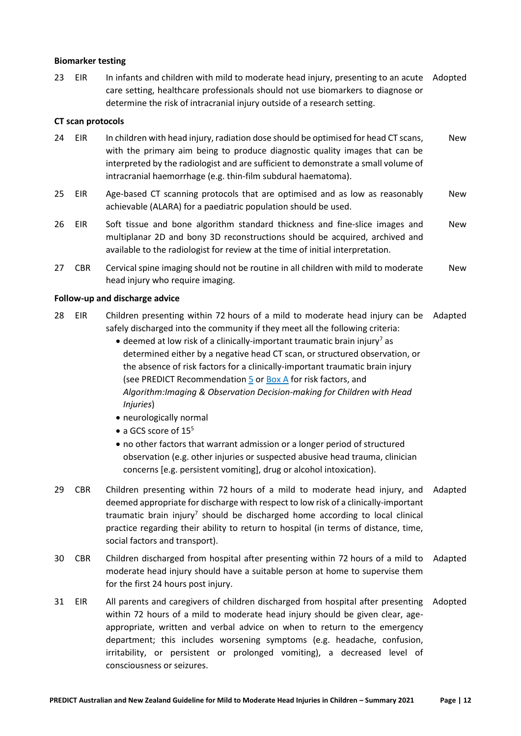**Biomarker testing**

| | | | |
|---|---|---|---|
| 23 | EIR | In infants and children with mild to moderate head injury, presenting to an acute care setting, healthcare professionals should not use biomarkers to diagnose or determine the risk of intracranial injury outside of a research setting. | Adopted |

**CT scan protocols**

| | | | |
|---|---|---|---|
| 24 | EIR | In children with head injury, radiation dose should be optimised for head CT scans, with the primary aim being to produce diagnostic quality images that can be interpreted by the radiologist and are sufficient to demonstrate a small volume of intracranial haemorrhage (e.g. thin-film subdural haematoma). | New |
| 25 | EIR | Age-based CT scanning protocols that are optimised and as low as reasonably achievable (ALARA) for a paediatric population should be used. | New |
| 26 | EIR | Soft tissue and bone algorithm standard thickness and fine-slice images and multiplanar 2D and bony 3D reconstructions should be acquired, archived and available to the radiologist for review at the time of initial interpretation. | New |
| 27 | CBR | Cervical spine imaging should not be routine in all children with mild to moderate head injury who require imaging. | New |

**Follow-up and discharge advice**

| | | | |
|---|---|---|---|
| 28 | EIR | Children presenting within 72 hours of a mild to moderate head injury can be safely discharged into the community if they meet all the following criteria:<br>• deemed at low risk of a clinically-important traumatic brain injury[7] as determined either by a negative head CT scan, or structured observation, or the absence of risk factors for a clinically-important traumatic brain injury (see PREDICT Recommendation 5 or Box A for risk factors, and *Algorithm:Imaging & Observation Decision-making for Children with Head Injuries*)<br>• neurologically normal<br>• a GCS score of 15[5]<br>• no other factors that warrant admission or a longer period of structured observation (e.g. other injuries or suspected abusive head trauma, clinician concerns [e.g. persistent vomiting], drug or alcohol intoxication). | Adapted |
| 29 | CBR | Children presenting within 72 hours of a mild to moderate head injury, and deemed appropriate for discharge with respect to low risk of a clinically-important traumatic brain injury[7] should be discharged home according to local clinical practice regarding their ability to return to hospital (in terms of distance, time, social factors and transport). | Adapted |
| 30 | CBR | Children discharged from hospital after presenting within 72 hours of a mild to moderate head injury should have a suitable person at home to supervise them for the first 24 hours post injury. | Adapted |
| 31 | EIR | All parents and caregivers of children discharged from hospital after presenting within 72 hours of a mild to moderate head injury should be given clear, age-appropriate, written and verbal advice on when to return to the emergency department; this includes worsening symptoms (e.g. headache, confusion, irritability, or persistent or prolonged vomiting), a decreased level of consciousness or seizures. | Adopted |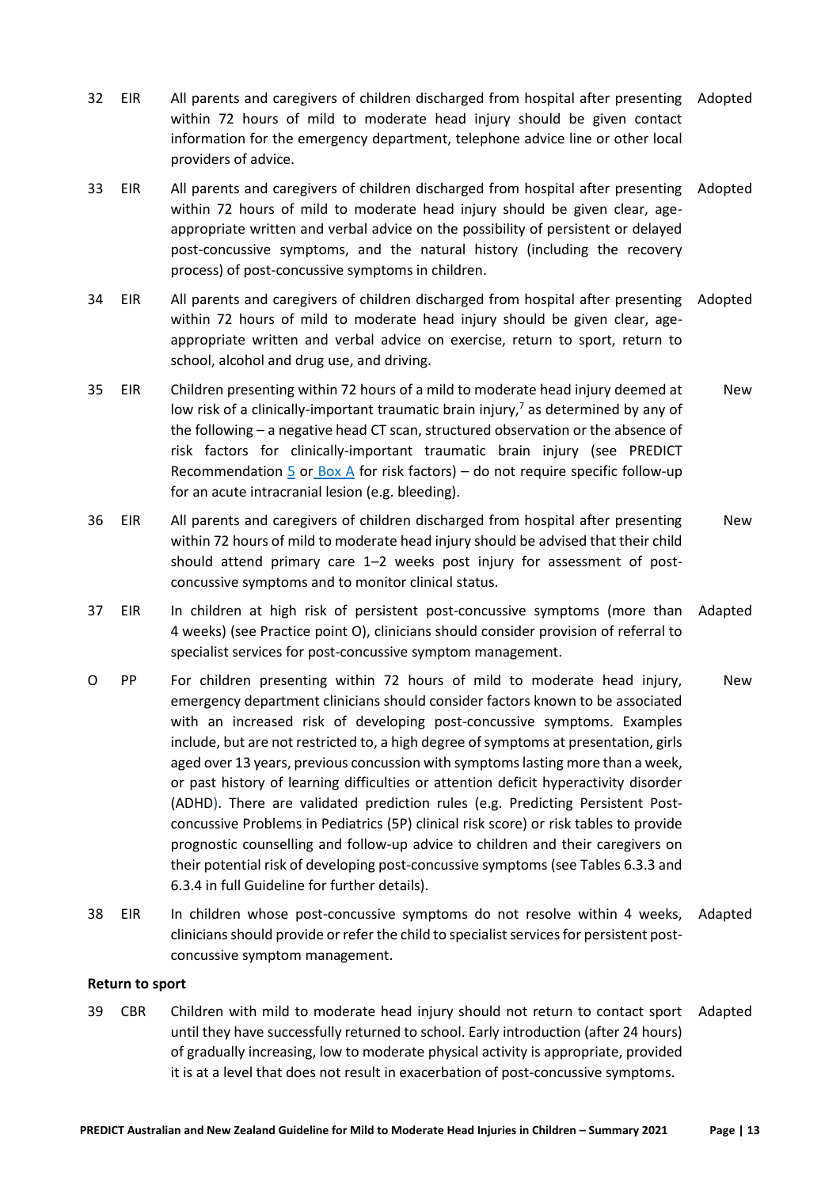| | | | |
|---|---|---|---|
| 32 | EIR | All parents and caregivers of children discharged from hospital after presenting within 72 hours of mild to moderate head injury should be given contact information for the emergency department, telephone advice line or other local providers of advice. | Adopted |
| 33 | EIR | All parents and caregivers of children discharged from hospital after presenting within 72 hours of mild to moderate head injury should be given clear, age-appropriate written and verbal advice on the possibility of persistent or delayed post-concussive symptoms, and the natural history (including the recovery process) of post-concussive symptoms in children. | Adopted |
| 34 | EIR | All parents and caregivers of children discharged from hospital after presenting within 72 hours of mild to moderate head injury should be given clear, age-appropriate written and verbal advice on exercise, return to sport, return to school, alcohol and drug use, and driving. | Adopted |
| 35 | EIR | Children presenting within 72 hours of a mild to moderate head injury deemed at low risk of a clinically-important traumatic brain injury,[7] as determined by any of the following – a negative head CT scan, structured observation or the absence of risk factors for clinically-important traumatic brain injury (see PREDICT Recommendation 5 or Box A for risk factors) – do not require specific follow-up for an acute intracranial lesion (e.g. bleeding). | New |
| 36 | EIR | All parents and caregivers of children discharged from hospital after presenting within 72 hours of mild to moderate head injury should be advised that their child should attend primary care 1–2 weeks post injury for assessment of post-concussive symptoms and to monitor clinical status. | New |
| 37 | EIR | In children at high risk of persistent post-concussive symptoms (more than 4 weeks) (see Practice point O), clinicians should consider provision of referral to specialist services for post-concussive symptom management. | Adapted |
| O | PP | For children presenting within 72 hours of mild to moderate head injury, emergency department clinicians should consider factors known to be associated with an increased risk of developing post-concussive symptoms. Examples include, but are not restricted to, a high degree of symptoms at presentation, girls aged over 13 years, previous concussion with symptoms lasting more than a week, or past history of learning difficulties or attention deficit hyperactivity disorder (ADHD). There are validated prediction rules (e.g. Predicting Persistent Post-concussive Problems in Pediatrics (5P) clinical risk score) or risk tables to provide prognostic counselling and follow-up advice to children and their caregivers on their potential risk of developing post-concussive symptoms (see Tables 6.3.3 and 6.3.4 in full Guideline for further details). | New |
| 38 | EIR | In children whose post-concussive symptoms do not resolve within 4 weeks, clinicians should provide or refer the child to specialist services for persistent post-concussive symptom management. | Adapted |

**Return to sport**

| | | | |
|---|---|---|---|
| 39 | CBR | Children with mild to moderate head injury should not return to contact sport until they have successfully returned to school. Early introduction (after 24 hours) of gradually increasing, low to moderate physical activity is appropriate, provided it is at a level that does not result in exacerbation of post-concussive symptoms. | Adapted |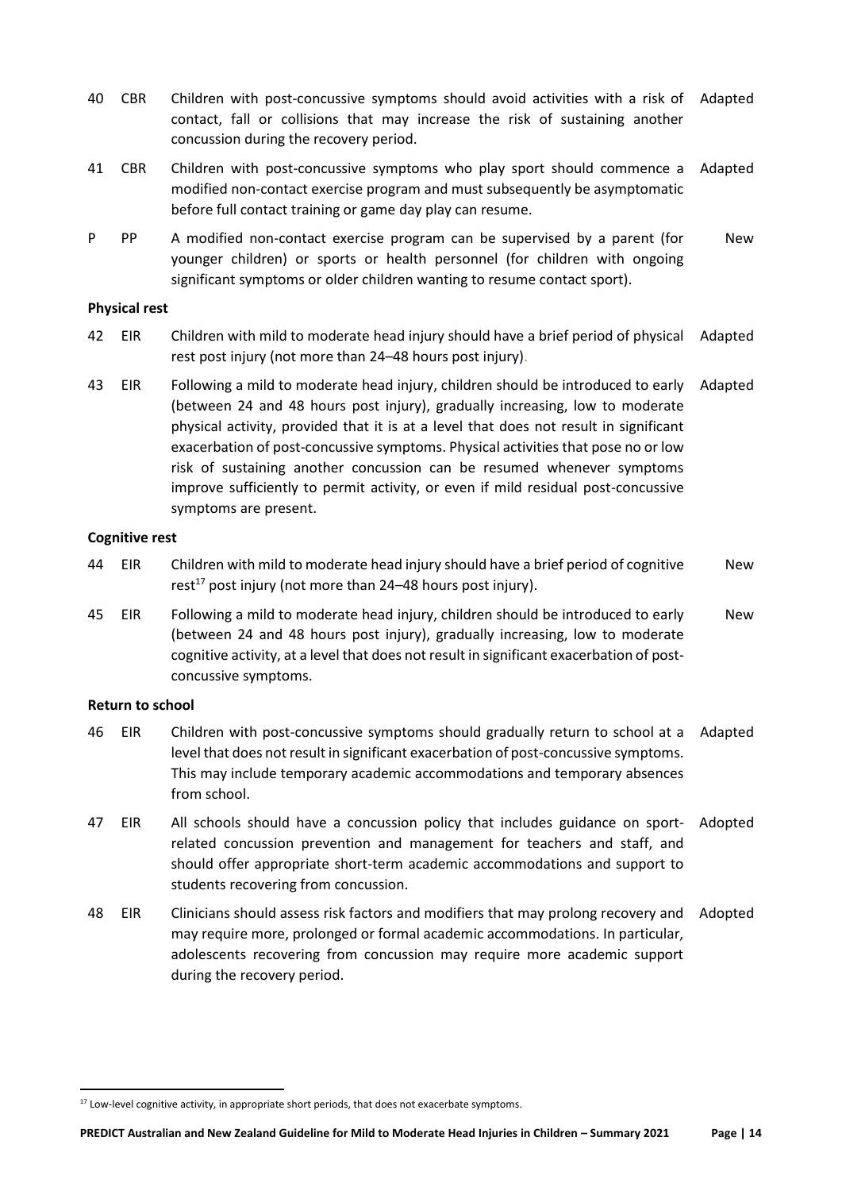| | | | |
|---|---|---|---|
| 40 | CBR | Children with post-concussive symptoms should avoid activities with a risk of contact, fall or collisions that may increase the risk of sustaining another concussion during the recovery period. | Adapted |
| 41 | CBR | Children with post-concussive symptoms who play sport should commence a modified non-contact exercise program and must subsequently be asymptomatic before full contact training or game day play can resume. | Adapted |
| P | PP | A modified non-contact exercise program can be supervised by a parent (for younger children) or sports or health personnel (for children with ongoing significant symptoms or older children wanting to resume contact sport). | New |

**Physical rest**

| | | | |
|---|---|---|---|
| 42 | EIR | Children with mild to moderate head injury should have a brief period of physical rest post injury (not more than 24–48 hours post injury). | Adapted |
| 43 | EIR | Following a mild to moderate head injury, children should be introduced to early (between 24 and 48 hours post injury), gradually increasing, low to moderate physical activity, provided that it is at a level that does not result in significant exacerbation of post-concussive symptoms. Physical activities that pose no or low risk of sustaining another concussion can be resumed whenever symptoms improve sufficiently to permit activity, or even if mild residual post-concussive symptoms are present. | Adapted |

**Cognitive rest**

| | | | |
|---|---|---|---|
| 44 | EIR | Children with mild to moderate head injury should have a brief period of cognitive rest[17] post injury (not more than 24–48 hours post injury). | New |
| 45 | EIR | Following a mild to moderate head injury, children should be introduced to early (between 24 and 48 hours post injury), gradually increasing, low to moderate cognitive activity, at a level that does not result in significant exacerbation of post-concussive symptoms. | New |

**Return to school**

| | | | |
|---|---|---|---|
| 46 | EIR | Children with post-concussive symptoms should gradually return to school at a level that does not result in significant exacerbation of post-concussive symptoms. This may include temporary academic accommodations and temporary absences from school. | Adapted |
| 47 | EIR | All schools should have a concussion policy that includes guidance on sport-related concussion prevention and management for teachers and staff, and should offer appropriate short-term academic accommodations and support to students recovering from concussion. | Adopted |
| 48 | EIR | Clinicians should assess risk factors and modifiers that may prolong recovery and may require more, prolonged or formal academic accommodations. In particular, adolescents recovering from concussion may require more academic support during the recovery period. | Adopted |

[17] Low-level cognitive activity, in appropriate short periods, that does not exacerbate symptoms.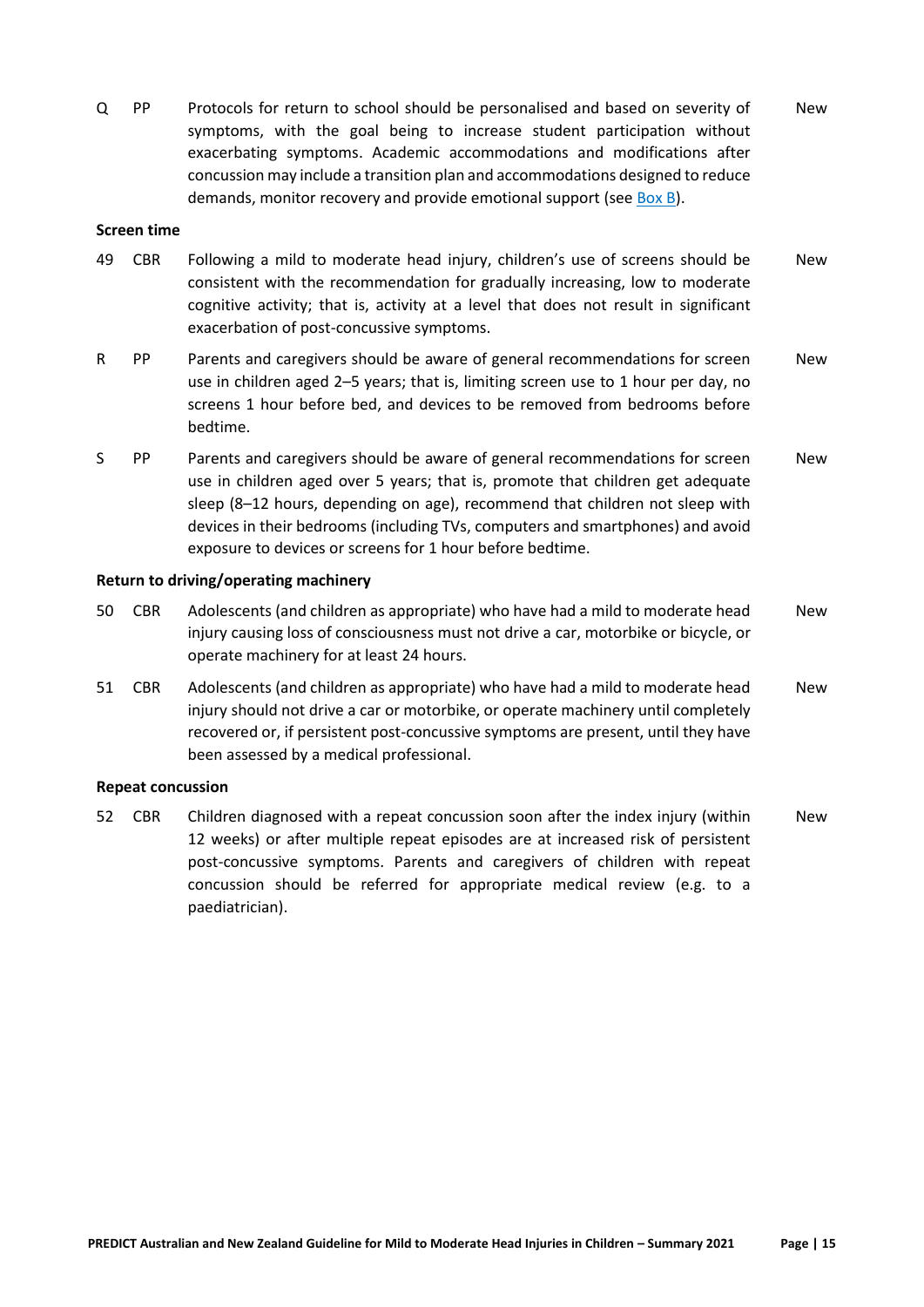| | | | |
|---|---|---|---|
| Q | PP | Protocols for return to school should be personalised and based on severity of symptoms, with the goal being to increase student participation without exacerbating symptoms. Academic accommodations and modifications after concussion may include a transition plan and accommodations designed to reduce demands, monitor recovery and provide emotional support (see Box B). | New |

**Screen time**

| | | | |
|---|---|---|---|
| 49 | CBR | Following a mild to moderate head injury, children's use of screens should be consistent with the recommendation for gradually increasing, low to moderate cognitive activity; that is, activity at a level that does not result in significant exacerbation of post-concussive symptoms. | New |
| R | PP | Parents and caregivers should be aware of general recommendations for screen use in children aged 2–5 years; that is, limiting screen use to 1 hour per day, no screens 1 hour before bed, and devices to be removed from bedrooms before bedtime. | New |
| S | PP | Parents and caregivers should be aware of general recommendations for screen use in children aged over 5 years; that is, promote that children get adequate sleep (8–12 hours, depending on age), recommend that children not sleep with devices in their bedrooms (including TVs, computers and smartphones) and avoid exposure to devices or screens for 1 hour before bedtime. | New |

**Return to driving/operating machinery**

| | | | |
|---|---|---|---|
| 50 | CBR | Adolescents (and children as appropriate) who have had a mild to moderate head injury causing loss of consciousness must not drive a car, motorbike or bicycle, or operate machinery for at least 24 hours. | New |
| 51 | CBR | Adolescents (and children as appropriate) who have had a mild to moderate head injury should not drive a car or motorbike, or operate machinery until completely recovered or, if persistent post-concussive symptoms are present, until they have been assessed by a medical professional. | New |

**Repeat concussion**

| | | | |
|---|---|---|---|
| 52 | CBR | Children diagnosed with a repeat concussion soon after the index injury (within 12 weeks) or after multiple repeat episodes are at increased risk of persistent post-concussive symptoms. Parents and caregivers of children with repeat concussion should be referred for appropriate medical review (e.g. to a paediatrician). | New |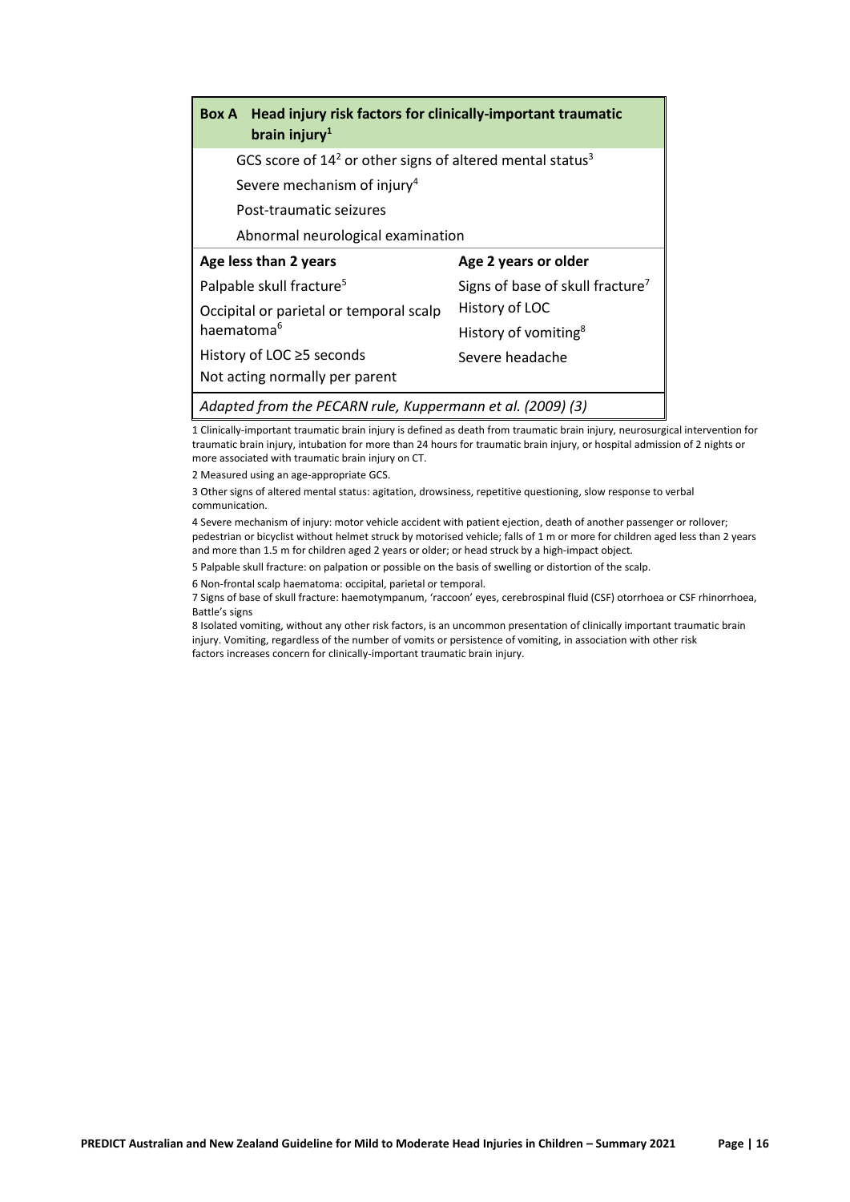**Box A Head injury risk factors for clinically-important traumatic brain injury[1]**

- GCS score of 14[2] or other signs of altered mental status[3]
- Severe mechanism of injury[4]
- Post-traumatic seizures
- Abnormal neurological examination

| Age less than 2 years | Age 2 years or older |
|---|---|
| Palpable skull fracture[5] | Signs of base of skull fracture[7] |
| Occipital or parietal or temporal scalp haematoma[6] | History of LOC |
| History of LOC ≥5 seconds | History of vomiting[8] |
| Not acting normally per parent | Severe headache |

*Adapted from the PECARN rule, Kuppermann et al. (2009) (3)*

1 Clinically-important traumatic brain injury is defined as death from traumatic brain injury, neurosurgical intervention for traumatic brain injury, intubation for more than 24 hours for traumatic brain injury, or hospital admission of 2 nights or more associated with traumatic brain injury on CT.

2 Measured using an age-appropriate GCS.

3 Other signs of altered mental status: agitation, drowsiness, repetitive questioning, slow response to verbal communication.

4 Severe mechanism of injury: motor vehicle accident with patient ejection, death of another passenger or rollover; pedestrian or bicyclist without helmet struck by motorised vehicle; falls of 1 m or more for children aged less than 2 years and more than 1.5 m for children aged 2 years or older; or head struck by a high-impact object.

5 Palpable skull fracture: on palpation or possible on the basis of swelling or distortion of the scalp.

6 Non-frontal scalp haematoma: occipital, parietal or temporal.

7 Signs of base of skull fracture: haemotympanum, 'raccoon' eyes, cerebrospinal fluid (CSF) otorrhoea or CSF rhinorrhoea, Battle's signs

8 Isolated vomiting, without any other risk factors, is an uncommon presentation of clinically important traumatic brain injury. Vomiting, regardless of the number of vomits or persistence of vomiting, in association with other risk factors increases concern for clinically-important traumatic brain injury.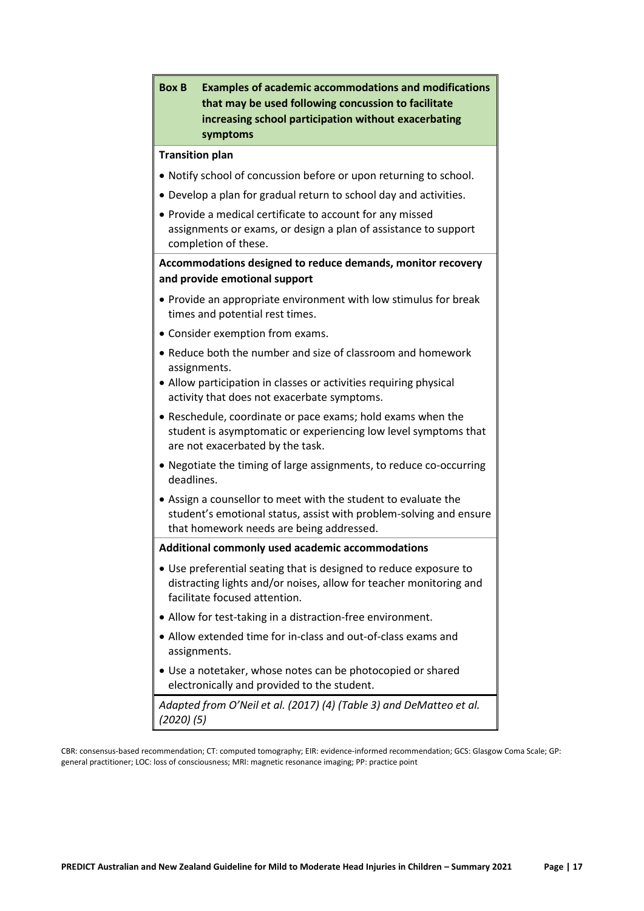**Box B Examples of academic accommodations and modifications that may be used following concussion to facilitate increasing school participation without exacerbating symptoms**

**Transition plan**

- Notify school of concussion before or upon returning to school.
- Develop a plan for gradual return to school day and activities.
- Provide a medical certificate to account for any missed assignments or exams, or design a plan of assistance to support completion of these.

**Accommodations designed to reduce demands, monitor recovery and provide emotional support**

- Provide an appropriate environment with low stimulus for break times and potential rest times.
- Consider exemption from exams.
- Reduce both the number and size of classroom and homework assignments.
- Allow participation in classes or activities requiring physical activity that does not exacerbate symptoms.
- Reschedule, coordinate or pace exams; hold exams when the student is asymptomatic or experiencing low level symptoms that are not exacerbated by the task.
- Negotiate the timing of large assignments, to reduce co-occurring deadlines.
- Assign a counsellor to meet with the student to evaluate the student's emotional status, assist with problem-solving and ensure that homework needs are being addressed.

**Additional commonly used academic accommodations**

- Use preferential seating that is designed to reduce exposure to distracting lights and/or noises, allow for teacher monitoring and facilitate focused attention.
- Allow for test-taking in a distraction-free environment.
- Allow extended time for in-class and out-of-class exams and assignments.
- Use a notetaker, whose notes can be photocopied or shared electronically and provided to the student.

*Adapted from O'Neil et al. (2017) (4) (Table 3) and DeMatteo et al. (2020) (5)*

CBR: consensus-based recommendation; CT: computed tomography; EIR: evidence-informed recommendation; GCS: Glasgow Coma Scale; GP: general practitioner; LOC: loss of consciousness; MRI: magnetic resonance imaging; PP: practice point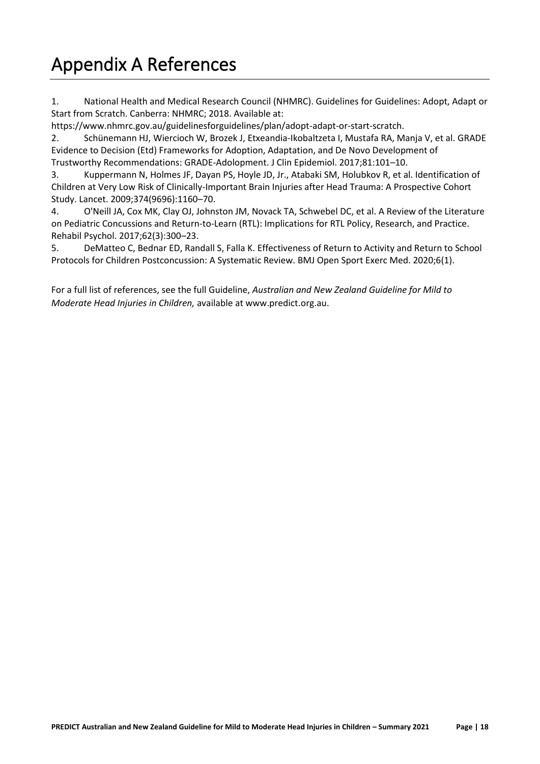# Appendix A References

1. National Health and Medical Research Council (NHMRC). Guidelines for Guidelines: Adopt, Adapt or Start from Scratch. Canberra: NHMRC; 2018. Available at: https://www.nhmrc.gov.au/guidelinesforguidelines/plan/adopt-adapt-or-start-scratch.
2. Schünemann HJ, Wiercioch W, Brozek J, Etxeandia-Ikobaltzeta I, Mustafa RA, Manja V, et al. GRADE Evidence to Decision (Etd) Frameworks for Adoption, Adaptation, and De Novo Development of Trustworthy Recommendations: GRADE-Adolopment. J Clin Epidemiol. 2017;81:101–10.
3. Kuppermann N, Holmes JF, Dayan PS, Hoyle JD, Jr., Atabaki SM, Holubkov R, et al. Identification of Children at Very Low Risk of Clinically-Important Brain Injuries after Head Trauma: A Prospective Cohort Study. Lancet. 2009;374(9696):1160–70.
4. O'Neill JA, Cox MK, Clay OJ, Johnston JM, Novack TA, Schwebel DC, et al. A Review of the Literature on Pediatric Concussions and Return-to-Learn (RTL): Implications for RTL Policy, Research, and Practice. Rehabil Psychol. 2017;62(3):300–23.
5. DeMatteo C, Bednar ED, Randall S, Falla K. Effectiveness of Return to Activity and Return to School Protocols for Children Postconcussion: A Systematic Review. BMJ Open Sport Exerc Med. 2020;6(1).

For a full list of references, see the full Guideline, *Australian and New Zealand Guideline for Mild to Moderate Head Injuries in Children,* available at www.predict.org.au.